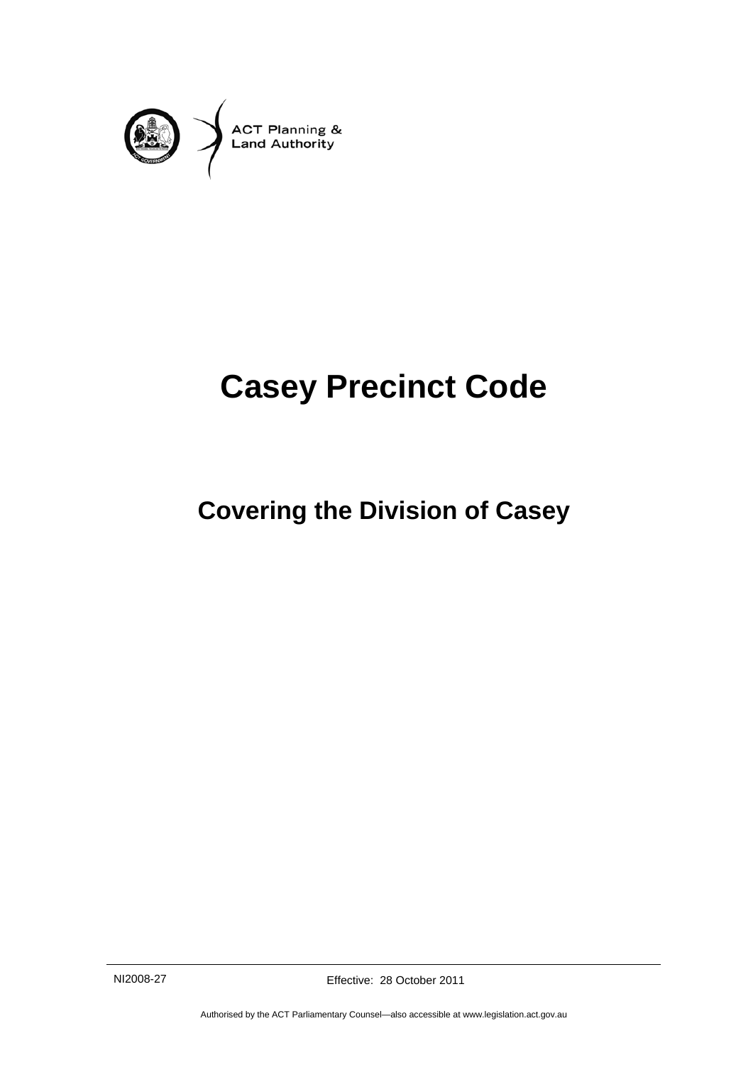ACT Planning & Land Authority

# Casey Precinct Code

## Covering the Division of Casey

NI2008-27

Effective: 28 October 2011

Authorised by the ACT Parliamentary Counsel—also accessible at www.legislation.act.gov.au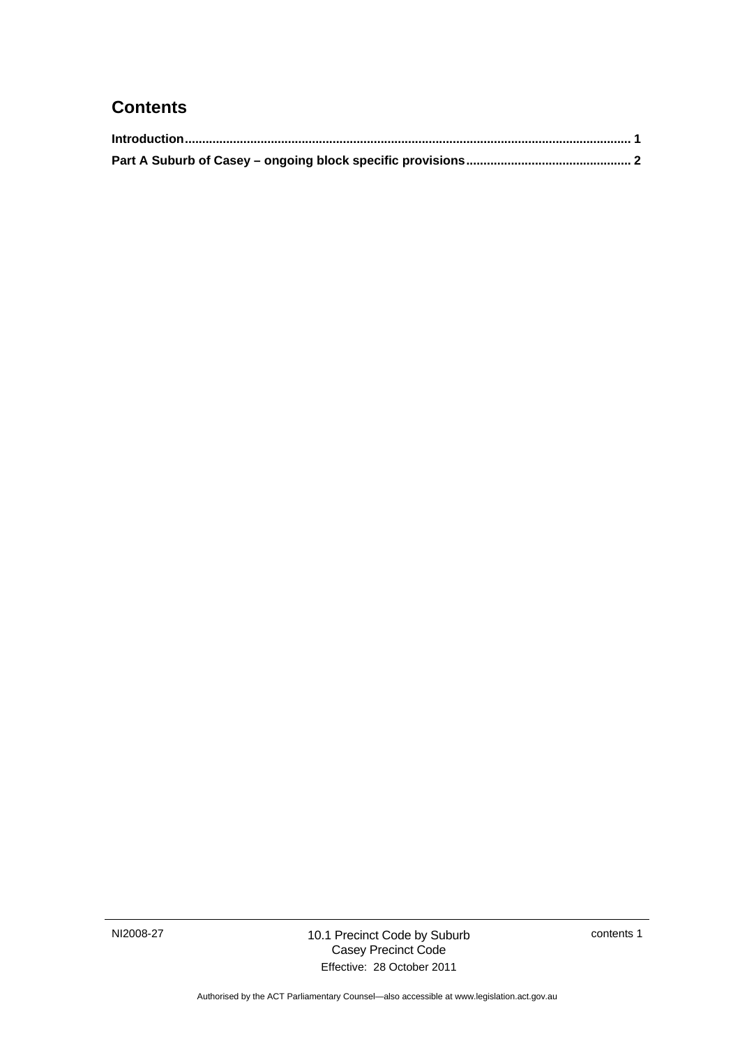## Contents

**Introduction................................................................................................................................ 1**

**Part A Suburb of Casey – ongoing block specific provisions................................................ 2**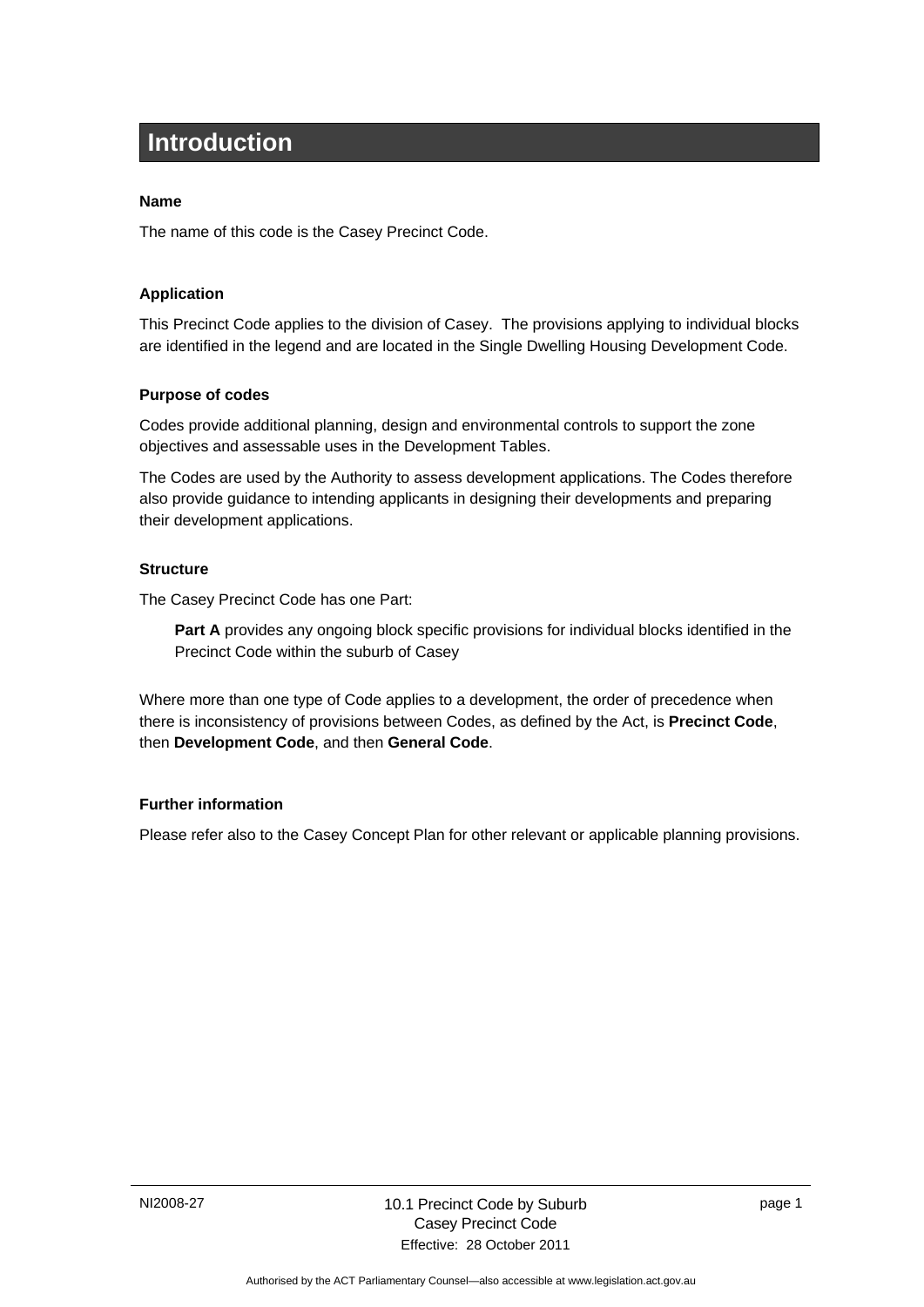# Introduction

### Name

The name of this code is the Casey Precinct Code.

### Application

This Precinct Code applies to the division of Casey. The provisions applying to individual blocks are identified in the legend and are located in the Single Dwelling Housing Development Code.

### Purpose of codes

Codes provide additional planning, design and environmental controls to support the zone objectives and assessable uses in the Development Tables.

The Codes are used by the Authority to assess development applications. The Codes therefore also provide guidance to intending applicants in designing their developments and preparing their development applications.

### Structure

The Casey Precinct Code has one Part:

> **Part A** provides any ongoing block specific provisions for individual blocks identified in the Precinct Code within the suburb of Casey

Where more than one type of Code applies to a development, the order of precedence when there is inconsistency of provisions between Codes, as defined by the Act, is **Precinct Code**, then **Development Code**, and then **General Code**.

### Further information

Please refer also to the Casey Concept Plan for other relevant or applicable planning provisions.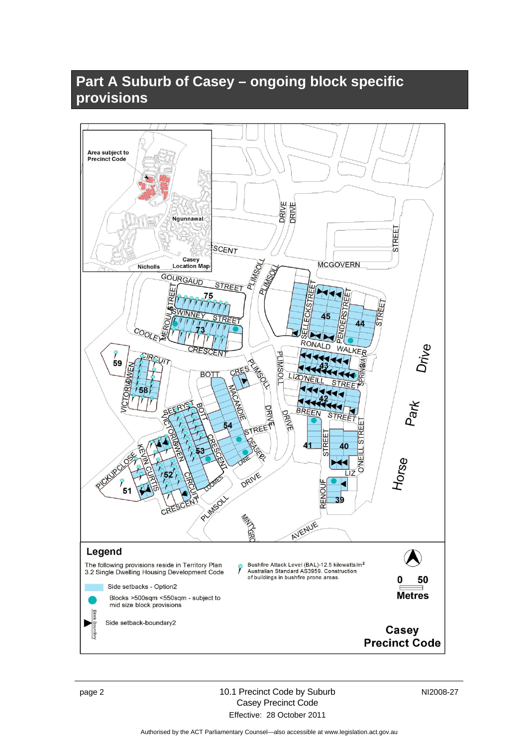# Part A Suburb of Casey – ongoing block specific provisions

Area subject to Precinct Code

Ngunnawal

Casey Location Map

Nicholls

GOURGAUD STREET

SWINNEY STREET

COOLEY CRESCENT

MEROULA STREET

MCGOVERN

PLIMSOLL DRIVE

SELLECK STREET

PENDER STREET

RONALD WALKER

O'NEILL STREET

BREEN STREET

LIZ O'NEILL STREET

BOTT CRESCENT

MACANDIE DRIVE

VICTORIA OWEN CIRCUIT

KEVIN CURTIS CRESCENT

PICKUP CLOSE

DEASEY LANE

RENOUF STREET

AVENUE

Horse Park Drive

75, 73, 45, 44, 43, 42, 41, 40, 39, 59, 58, 54, 53, 52, 51

## Legend

The following provisions reside in Territory Plan 3.2 Single Dwelling Housing Development Code

Side setbacks - Option2

Blocks >500sqm <550sqm - subject to mid size block provisions

Side setback-boundary2

Bushfire Attack Level (BAL)-12.5 kilowatts/m$^2$ Australian Standard AS3959. Construction of buildings in bushfire prone areas.

0 50 Metres

Casey Precinct Code